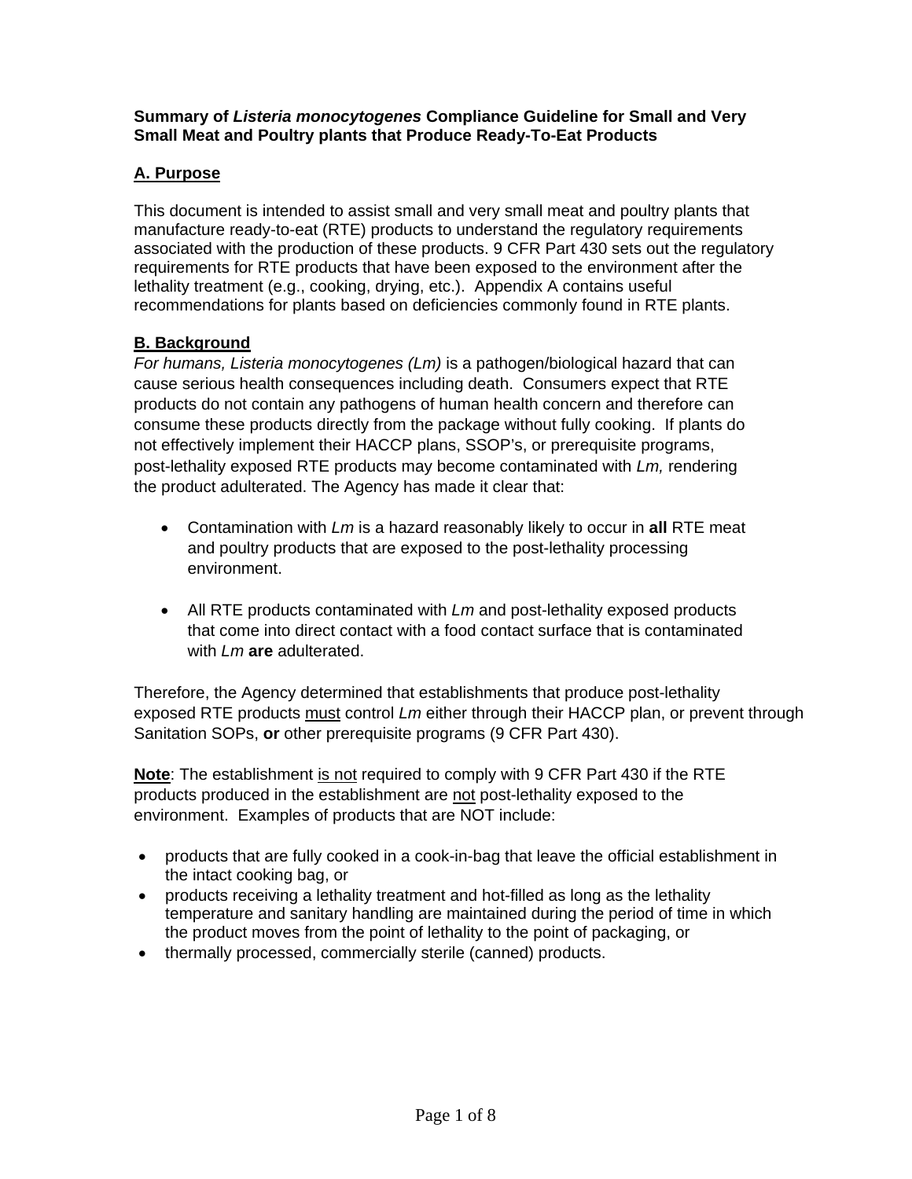**Summary of *Listeria monocytogenes* Compliance Guideline for Small and Very Small Meat and Poultry plants that Produce Ready-To-Eat Products**

## A. Purpose

This document is intended to assist small and very small meat and poultry plants that manufacture ready-to-eat (RTE) products to understand the regulatory requirements associated with the production of these products. 9 CFR Part 430 sets out the regulatory requirements for RTE products that have been exposed to the environment after the lethality treatment (e.g., cooking, drying, etc.). Appendix A contains useful recommendations for plants based on deficiencies commonly found in RTE plants.

## B. Background

*For humans, Listeria monocytogenes (Lm)* is a pathogen/biological hazard that can cause serious health consequences including death. Consumers expect that RTE products do not contain any pathogens of human health concern and therefore can consume these products directly from the package without fully cooking. If plants do not effectively implement their HACCP plans, SSOP's, or prerequisite programs, post-lethality exposed RTE products may become contaminated with *Lm,* rendering the product adulterated. The Agency has made it clear that:

- Contamination with *Lm* is a hazard reasonably likely to occur in **all** RTE meat and poultry products that are exposed to the post-lethality processing environment.
- All RTE products contaminated with *Lm* and post-lethality exposed products that come into direct contact with a food contact surface that is contaminated with *Lm* **are** adulterated.

Therefore, the Agency determined that establishments that produce post-lethality exposed RTE products <u>must</u> control *Lm* either through their HACCP plan, or prevent through Sanitation SOPs, **or** other prerequisite programs (9 CFR Part 430).

<u>**Note**</u>: The establishment <u>is not</u> required to comply with 9 CFR Part 430 if the RTE products produced in the establishment are <u>not</u> post-lethality exposed to the environment. Examples of products that are NOT include:

- products that are fully cooked in a cook-in-bag that leave the official establishment in the intact cooking bag, or
- products receiving a lethality treatment and hot-filled as long as the lethality temperature and sanitary handling are maintained during the period of time in which the product moves from the point of lethality to the point of packaging, or
- thermally processed, commercially sterile (canned) products.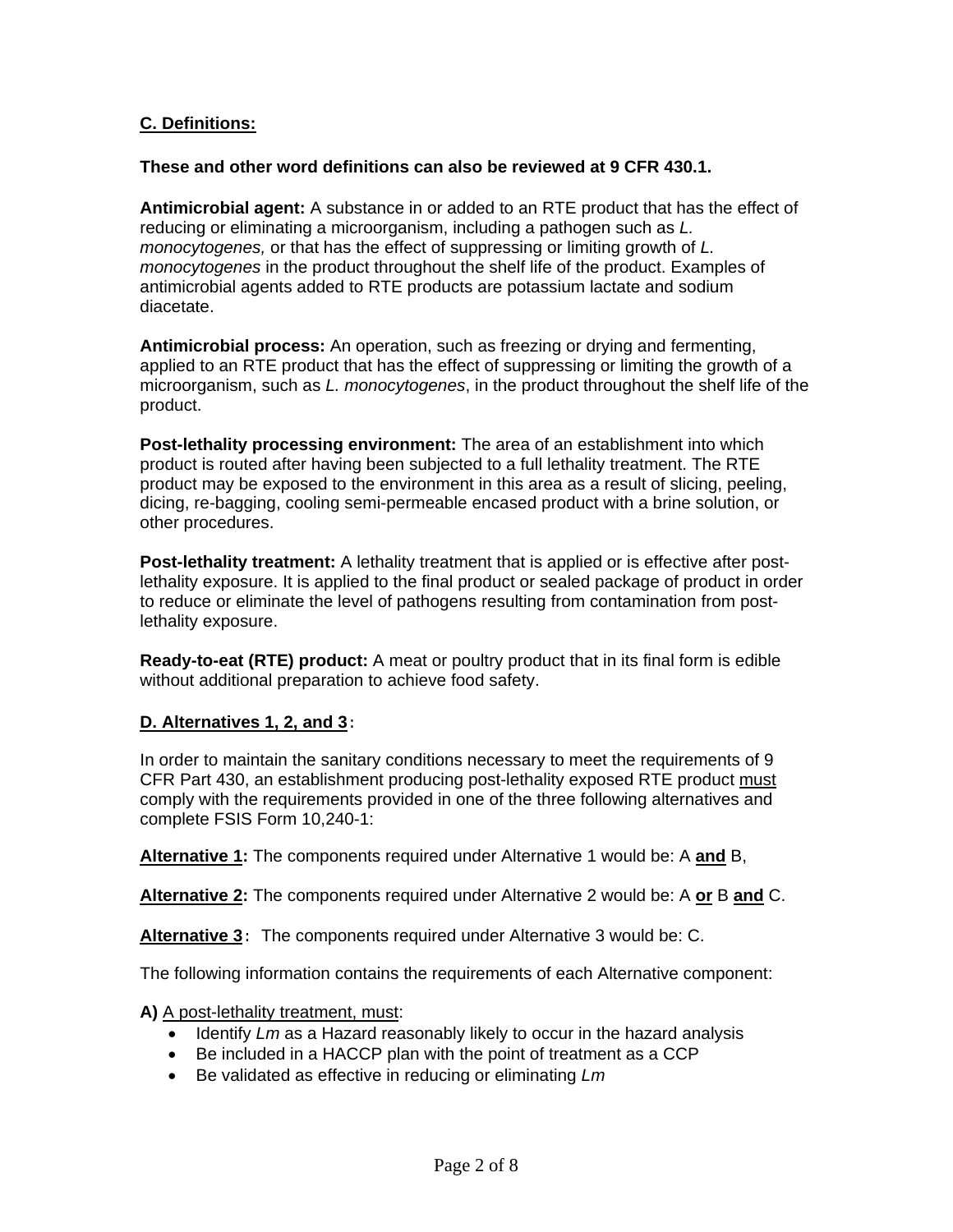## C. Definitions:

**These and other word definitions can also be reviewed at 9 CFR 430.1.**

**Antimicrobial agent:** A substance in or added to an RTE product that has the effect of reducing or eliminating a microorganism, including a pathogen such as *L. monocytogenes,* or that has the effect of suppressing or limiting growth of *L. monocytogenes* in the product throughout the shelf life of the product. Examples of antimicrobial agents added to RTE products are potassium lactate and sodium diacetate.

**Antimicrobial process:** An operation, such as freezing or drying and fermenting, applied to an RTE product that has the effect of suppressing or limiting the growth of a microorganism, such as *L. monocytogenes*, in the product throughout the shelf life of the product.

**Post-lethality processing environment:** The area of an establishment into which product is routed after having been subjected to a full lethality treatment. The RTE product may be exposed to the environment in this area as a result of slicing, peeling, dicing, re-bagging, cooling semi-permeable encased product with a brine solution, or other procedures.

**Post-lethality treatment:** A lethality treatment that is applied or is effective after post-lethality exposure. It is applied to the final product or sealed package of product in order to reduce or eliminate the level of pathogens resulting from contamination from post-lethality exposure.

**Ready-to-eat (RTE) product:** A meat or poultry product that in its final form is edible without additional preparation to achieve food safety.

## D. Alternatives 1, 2, and 3:

In order to maintain the sanitary conditions necessary to meet the requirements of 9 CFR Part 430, an establishment producing post-lethality exposed RTE product must comply with the requirements provided in one of the three following alternatives and complete FSIS Form 10,240-1:

**Alternative 1:** The components required under Alternative 1 would be: A **and** B,

**Alternative 2:** The components required under Alternative 2 would be: A **or** B **and** C.

**Alternative 3:** The components required under Alternative 3 would be: C.

The following information contains the requirements of each Alternative component:

**A)** A post-lethality treatment, must:

- Identify *Lm* as a Hazard reasonably likely to occur in the hazard analysis
- Be included in a HACCP plan with the point of treatment as a CCP
- Be validated as effective in reducing or eliminating *Lm*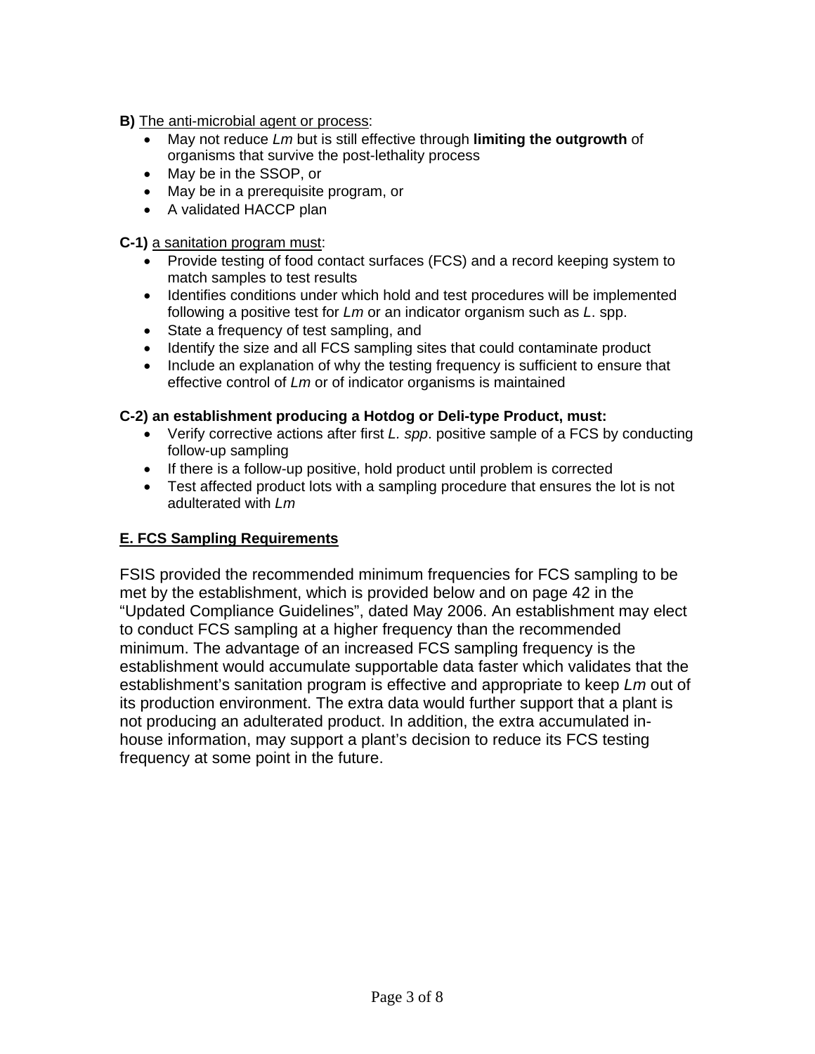**B)** <u>The anti-microbial agent or process</u>:

- May not reduce *Lm* but is still effective through **limiting the outgrowth** of organisms that survive the post-lethality process
- May be in the SSOP, or
- May be in a prerequisite program, or
- A validated HACCP plan

**C-1)** <u>a sanitation program must</u>:

- Provide testing of food contact surfaces (FCS) and a record keeping system to match samples to test results
- Identifies conditions under which hold and test procedures will be implemented following a positive test for *Lm* or an indicator organism such as *L*. spp.
- State a frequency of test sampling, and
- Identify the size and all FCS sampling sites that could contaminate product
- Include an explanation of why the testing frequency is sufficient to ensure that effective control of *Lm* or of indicator organisms is maintained

**C-2) an establishment producing a Hotdog or Deli-type Product, must:**

- Verify corrective actions after first *L. spp*. positive sample of a FCS by conducting follow-up sampling
- If there is a follow-up positive, hold product until problem is corrected
- Test affected product lots with a sampling procedure that ensures the lot is not adulterated with *Lm*

## <u>E. FCS Sampling Requirements</u>

FSIS provided the recommended minimum frequencies for FCS sampling to be met by the establishment, which is provided below and on page 42 in the "Updated Compliance Guidelines", dated May 2006. An establishment may elect to conduct FCS sampling at a higher frequency than the recommended minimum. The advantage of an increased FCS sampling frequency is the establishment would accumulate supportable data faster which validates that the establishment's sanitation program is effective and appropriate to keep *Lm* out of its production environment. The extra data would further support that a plant is not producing an adulterated product. In addition, the extra accumulated in-house information, may support a plant's decision to reduce its FCS testing frequency at some point in the future.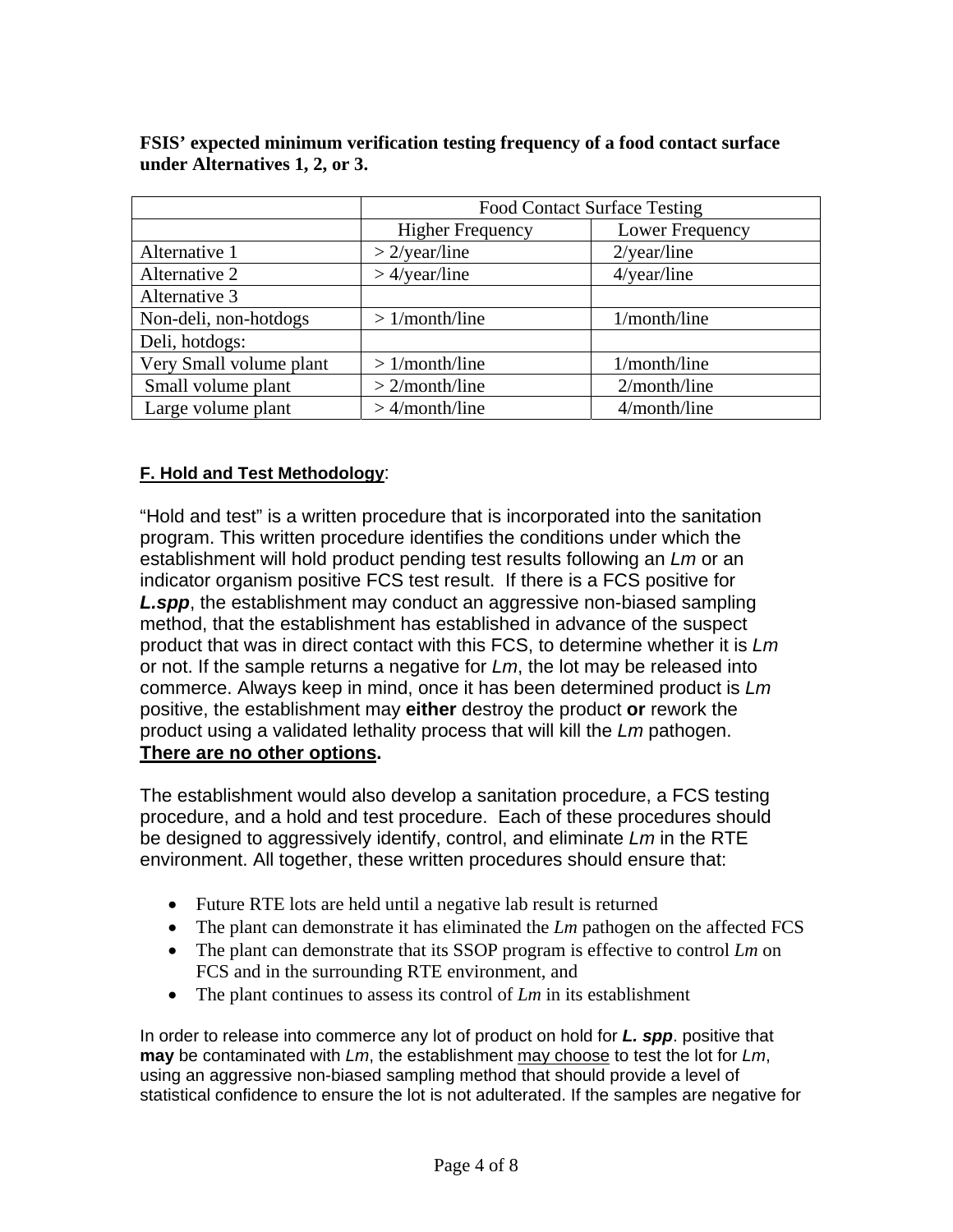**FSIS' expected minimum verification testing frequency of a food contact surface under Alternatives 1, 2, or 3.**

| | Food Contact Surface Testing | |
|---|---|---|
| | Higher Frequency | Lower Frequency |
| Alternative 1 | > 2/year/line | 2/year/line |
| Alternative 2 | > 4/year/line | 4/year/line |
| Alternative 3 | | |
| Non-deli, non-hotdogs | > 1/month/line | 1/month/line |
| Deli, hotdogs: | | |
| Very Small volume plant | > 1/month/line | 1/month/line |
| Small volume plant | > 2/month/line | 2/month/line |
| Large volume plant | > 4/month/line | 4/month/line |

**F. Hold and Test Methodology**:

"Hold and test" is a written procedure that is incorporated into the sanitation program. This written procedure identifies the conditions under which the establishment will hold product pending test results following an *Lm* or an indicator organism positive FCS test result. If there is a FCS positive for ***L.spp***, the establishment may conduct an aggressive non-biased sampling method, that the establishment has established in advance of the suspect product that was in direct contact with this FCS, to determine whether it is *Lm* or not. If the sample returns a negative for *Lm*, the lot may be released into commerce. Always keep in mind, once it has been determined product is *Lm* positive, the establishment may **either** destroy the product **or** rework the product using a validated lethality process that will kill the *Lm* pathogen. **There are no other options.**

The establishment would also develop a sanitation procedure, a FCS testing procedure, and a hold and test procedure. Each of these procedures should be designed to aggressively identify, control, and eliminate *Lm* in the RTE environment. All together, these written procedures should ensure that:

- Future RTE lots are held until a negative lab result is returned
- The plant can demonstrate it has eliminated the *Lm* pathogen on the affected FCS
- The plant can demonstrate that its SSOP program is effective to control *Lm* on FCS and in the surrounding RTE environment, and
- The plant continues to assess its control of *Lm* in its establishment

In order to release into commerce any lot of product on hold for ***L. spp***. positive that **may** be contaminated with *Lm*, the establishment may choose to test the lot for *Lm*, using an aggressive non-biased sampling method that should provide a level of statistical confidence to ensure the lot is not adulterated. If the samples are negative for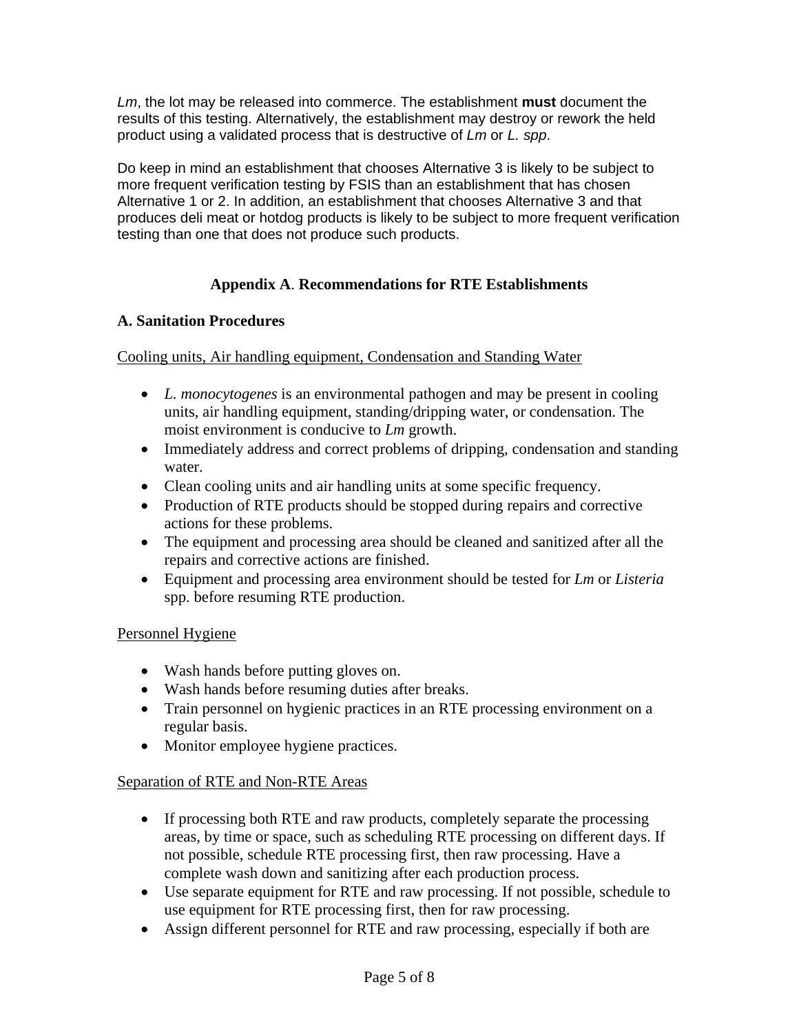*Lm*, the lot may be released into commerce. The establishment **must** document the results of this testing. Alternatively, the establishment may destroy or rework the held product using a validated process that is destructive of *Lm* or *L. spp*.

Do keep in mind an establishment that chooses Alternative 3 is likely to be subject to more frequent verification testing by FSIS than an establishment that has chosen Alternative 1 or 2. In addition, an establishment that chooses Alternative 3 and that produces deli meat or hotdog products is likely to be subject to more frequent verification testing than one that does not produce such products.

## Appendix A. Recommendations for RTE Establishments

### A. Sanitation Procedures

Cooling units, Air handling equipment, Condensation and Standing Water

- *L. monocytogenes* is an environmental pathogen and may be present in cooling units, air handling equipment, standing/dripping water, or condensation. The moist environment is conducive to *Lm* growth.
- Immediately address and correct problems of dripping, condensation and standing water.
- Clean cooling units and air handling units at some specific frequency.
- Production of RTE products should be stopped during repairs and corrective actions for these problems.
- The equipment and processing area should be cleaned and sanitized after all the repairs and corrective actions are finished.
- Equipment and processing area environment should be tested for *Lm* or *Listeria* spp. before resuming RTE production.

Personnel Hygiene

- Wash hands before putting gloves on.
- Wash hands before resuming duties after breaks.
- Train personnel on hygienic practices in an RTE processing environment on a regular basis.
- Monitor employee hygiene practices.

Separation of RTE and Non-RTE Areas

- If processing both RTE and raw products, completely separate the processing areas, by time or space, such as scheduling RTE processing on different days. If not possible, schedule RTE processing first, then raw processing. Have a complete wash down and sanitizing after each production process.
- Use separate equipment for RTE and raw processing. If not possible, schedule to use equipment for RTE processing first, then for raw processing.
- Assign different personnel for RTE and raw processing, especially if both are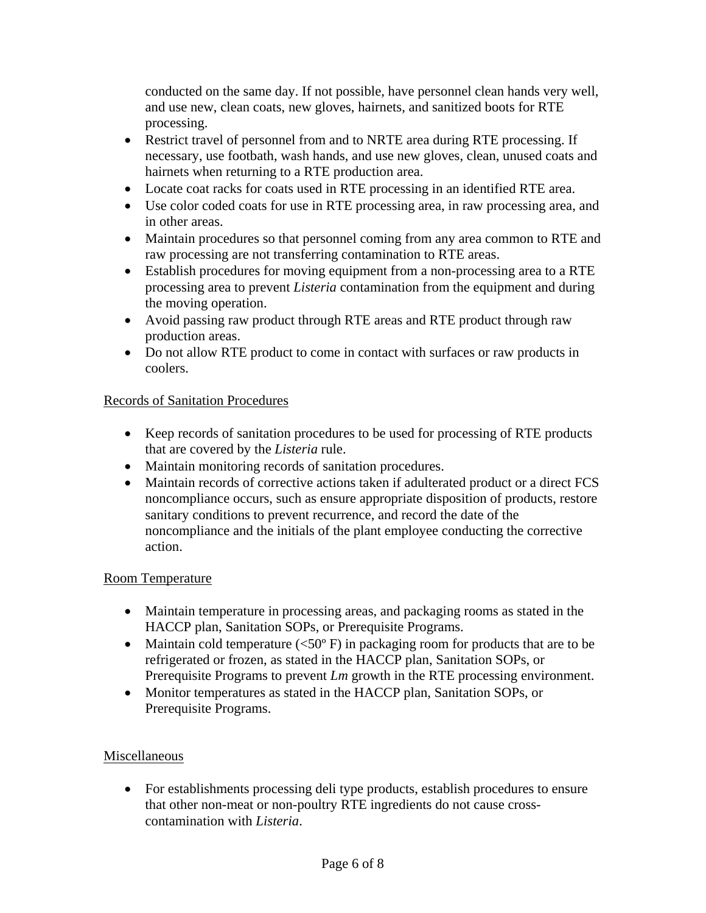conducted on the same day. If not possible, have personnel clean hands very well, and use new, clean coats, new gloves, hairnets, and sanitized boots for RTE processing.

- Restrict travel of personnel from and to NRTE area during RTE processing. If necessary, use footbath, wash hands, and use new gloves, clean, unused coats and hairnets when returning to a RTE production area.
- Locate coat racks for coats used in RTE processing in an identified RTE area.
- Use color coded coats for use in RTE processing area, in raw processing area, and in other areas.
- Maintain procedures so that personnel coming from any area common to RTE and raw processing are not transferring contamination to RTE areas.
- Establish procedures for moving equipment from a non-processing area to a RTE processing area to prevent *Listeria* contamination from the equipment and during the moving operation.
- Avoid passing raw product through RTE areas and RTE product through raw production areas.
- Do not allow RTE product to come in contact with surfaces or raw products in coolers.

<u>Records of Sanitation Procedures</u>

- Keep records of sanitation procedures to be used for processing of RTE products that are covered by the *Listeria* rule.
- Maintain monitoring records of sanitation procedures.
- Maintain records of corrective actions taken if adulterated product or a direct FCS noncompliance occurs, such as ensure appropriate disposition of products, restore sanitary conditions to prevent recurrence, and record the date of the noncompliance and the initials of the plant employee conducting the corrective action.

<u>Room Temperature</u>

- Maintain temperature in processing areas, and packaging rooms as stated in the HACCP plan, Sanitation SOPs, or Prerequisite Programs.
- Maintain cold temperature (<50º F) in packaging room for products that are to be refrigerated or frozen, as stated in the HACCP plan, Sanitation SOPs, or Prerequisite Programs to prevent *Lm* growth in the RTE processing environment.
- Monitor temperatures as stated in the HACCP plan, Sanitation SOPs, or Prerequisite Programs.

<u>Miscellaneous</u>

- For establishments processing deli type products, establish procedures to ensure that other non-meat or non-poultry RTE ingredients do not cause cross-contamination with *Listeria*.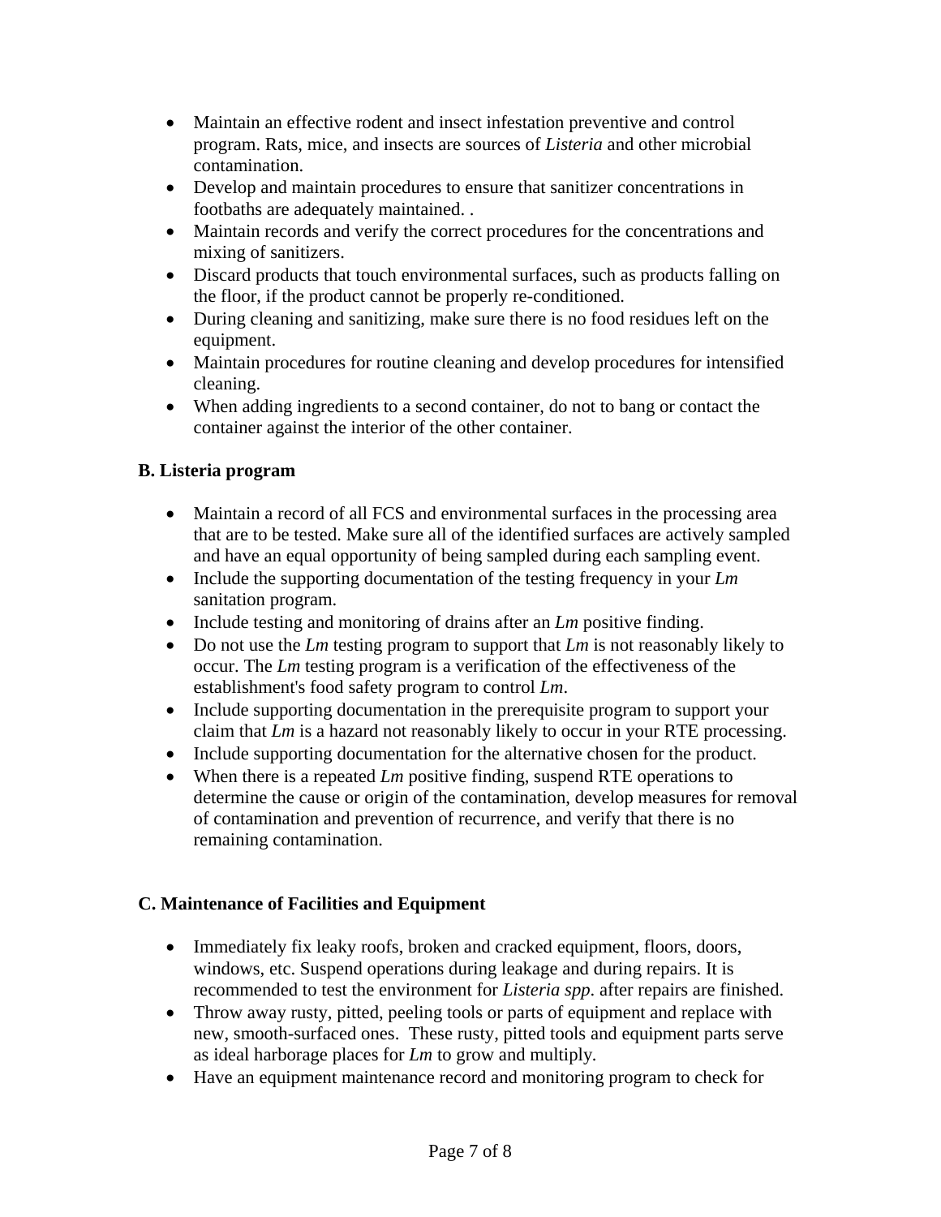- Maintain an effective rodent and insect infestation preventive and control program. Rats, mice, and insects are sources of *Listeria* and other microbial contamination.
- Develop and maintain procedures to ensure that sanitizer concentrations in footbaths are adequately maintained. .
- Maintain records and verify the correct procedures for the concentrations and mixing of sanitizers.
- Discard products that touch environmental surfaces, such as products falling on the floor, if the product cannot be properly re-conditioned.
- During cleaning and sanitizing, make sure there is no food residues left on the equipment.
- Maintain procedures for routine cleaning and develop procedures for intensified cleaning.
- When adding ingredients to a second container, do not to bang or contact the container against the interior of the other container.

**B. Listeria program**

- Maintain a record of all FCS and environmental surfaces in the processing area that are to be tested. Make sure all of the identified surfaces are actively sampled and have an equal opportunity of being sampled during each sampling event.
- Include the supporting documentation of the testing frequency in your *Lm* sanitation program.
- Include testing and monitoring of drains after an *Lm* positive finding.
- Do not use the *Lm* testing program to support that *Lm* is not reasonably likely to occur. The *Lm* testing program is a verification of the effectiveness of the establishment's food safety program to control *Lm*.
- Include supporting documentation in the prerequisite program to support your claim that *Lm* is a hazard not reasonably likely to occur in your RTE processing.
- Include supporting documentation for the alternative chosen for the product.
- When there is a repeated *Lm* positive finding, suspend RTE operations to determine the cause or origin of the contamination, develop measures for removal of contamination and prevention of recurrence, and verify that there is no remaining contamination.

**C. Maintenance of Facilities and Equipment**

- Immediately fix leaky roofs, broken and cracked equipment, floors, doors, windows, etc. Suspend operations during leakage and during repairs. It is recommended to test the environment for *Listeria spp.* after repairs are finished.
- Throw away rusty, pitted, peeling tools or parts of equipment and replace with new, smooth-surfaced ones. These rusty, pitted tools and equipment parts serve as ideal harborage places for *Lm* to grow and multiply.
- Have an equipment maintenance record and monitoring program to check for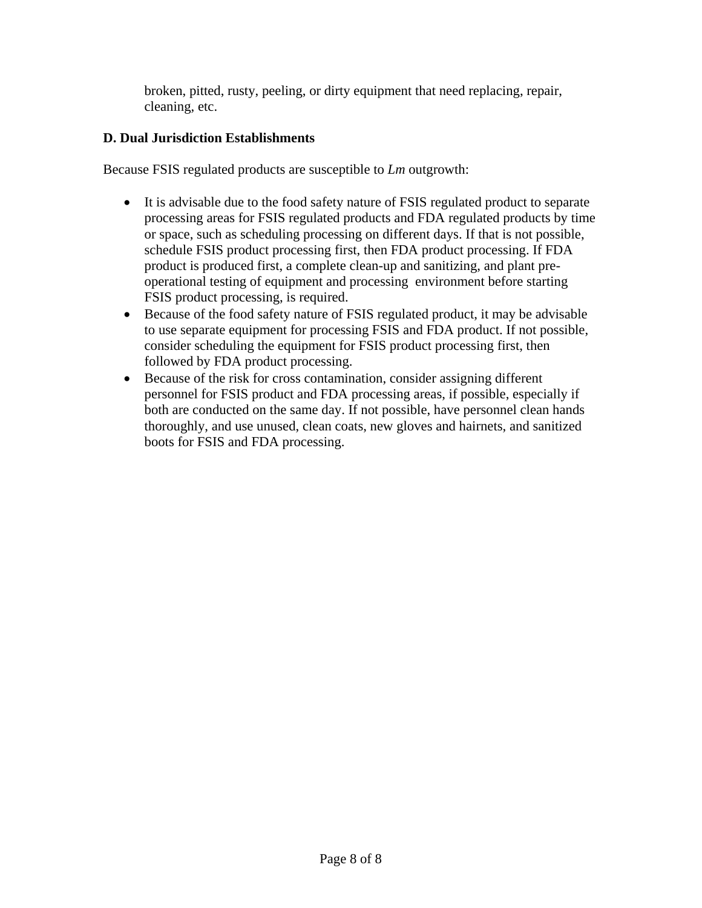broken, pitted, rusty, peeling, or dirty equipment that need replacing, repair, cleaning, etc.

**D. Dual Jurisdiction Establishments**

Because FSIS regulated products are susceptible to *Lm* outgrowth:

- It is advisable due to the food safety nature of FSIS regulated product to separate processing areas for FSIS regulated products and FDA regulated products by time or space, such as scheduling processing on different days. If that is not possible, schedule FSIS product processing first, then FDA product processing. If FDA product is produced first, a complete clean-up and sanitizing, and plant pre-operational testing of equipment and processing environment before starting FSIS product processing, is required.
- Because of the food safety nature of FSIS regulated product, it may be advisable to use separate equipment for processing FSIS and FDA product. If not possible, consider scheduling the equipment for FSIS product processing first, then followed by FDA product processing.
- Because of the risk for cross contamination, consider assigning different personnel for FSIS product and FDA processing areas, if possible, especially if both are conducted on the same day. If not possible, have personnel clean hands thoroughly, and use unused, clean coats, new gloves and hairnets, and sanitized boots for FSIS and FDA processing.